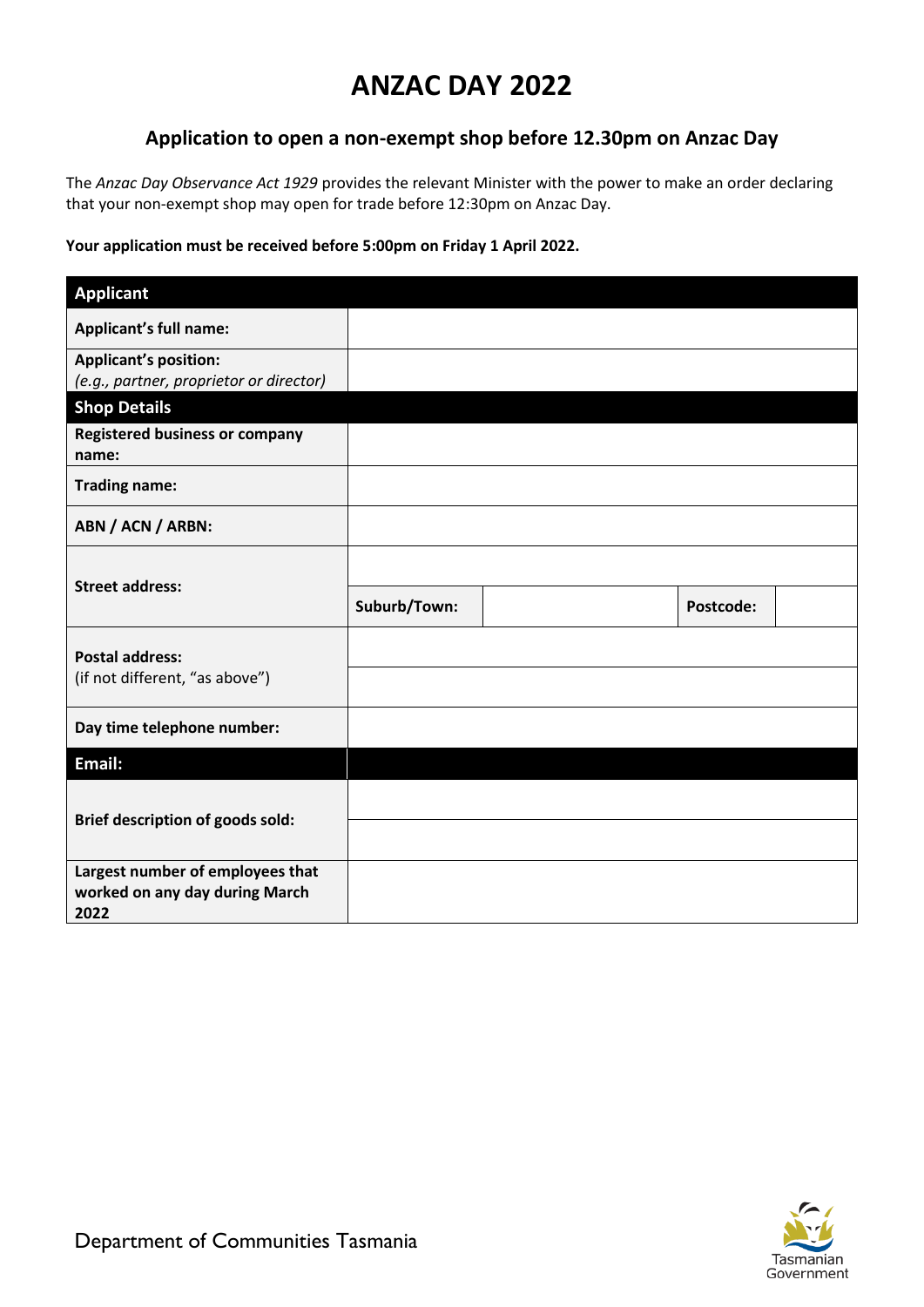# ANZAC DAY 2022

## Application to open a non-exempt shop before 12.30pm on Anzac Day

The *Anzac Day Observance Act 1929* provides the relevant Minister with the power to make an order declaring that your non-exempt shop may open for trade before 12:30pm on Anzac Day.

**Your application must be received before 5:00pm on Friday 1 April 2022.**

| **Applicant** | | | | |
|---|---|---|---|---|
| **Applicant's full name:** | | | | |
| **Applicant's position:** *(e.g., partner, proprietor or director)* | | | | |
| **Shop Details** | | | | |
| **Registered business or company name:** | | | | |
| **Trading name:** | | | | |
| **ABN / ACN / ARBN:** | | | | |
| **Street address:** | | | | |
| | **Suburb/Town:** | | **Postcode:** | |
| **Postal address:** (if not different, "as above") | | | | |
| | | | | |
| **Day time telephone number:** | | | | |
| **Email:** | | | | |
| **Brief description of goods sold:** | | | | |
| | | | | |
| **Largest number of employees that worked on any day during March 2022** | | | | |

Department of Communities Tasmania

Tasmanian Government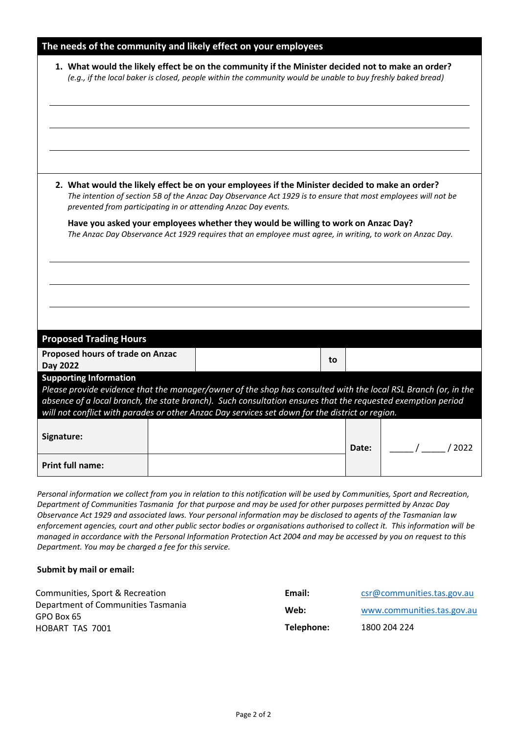## The needs of the community and likely effect on your employees

1. **What would the likely effect be on the community if the Minister decided not to make an order?**
   *(e.g., if the local baker is closed, people within the community would be unable to buy freshly baked bread)*

2. **What would the likely effect be on your employees if the Minister decided to make an order?**
   *The intention of section 5B of the Anzac Day Observance Act 1929 is to ensure that most employees will not be prevented from participating in or attending Anzac Day events.*

   **Have you asked your employees whether they would be willing to work on Anzac Day?**
   *The Anzac Day Observance Act 1929 requires that an employee must agree, in writing, to work on Anzac Day.*

## Proposed Trading Hours

| | | | |
|---|---|---|---|
| **Proposed hours of trade on Anzac Day 2022** | | **to** | |

**Supporting Information**

*Please provide evidence that the manager/owner of the shop has consulted with the local RSL Branch (or, in the absence of a local branch, the state branch). Such consultation ensures that the requested exemption period will not conflict with parades or other Anzac Day services set down for the district or region.*

| | | | |
|---|---|---|---|
| **Signature:** | | **Date:** | _____ / _____ / 2022 |
| **Print full name:** | | | |

*Personal information we collect from you in relation to this notification will be used by Communities, Sport and Recreation, Department of Communities Tasmania for that purpose and may be used for other purposes permitted by Anzac Day Observance Act 1929 and associated laws. Your personal information may be disclosed to agents of the Tasmanian law enforcement agencies, court and other public sector bodies or organisations authorised to collect it. This information will be managed in accordance with the Personal Information Protection Act 2004 and may be accessed by you on request to this Department. You may be charged a fee for this service.*

**Submit by mail or email:**

Communities, Sport & Recreation
Department of Communities Tasmania
GPO Box 65
HOBART TAS 7001

**Email:** csr@communities.tas.gov.au
**Web:** www.communities.tas.gov.au
**Telephone:** 1800 204 224